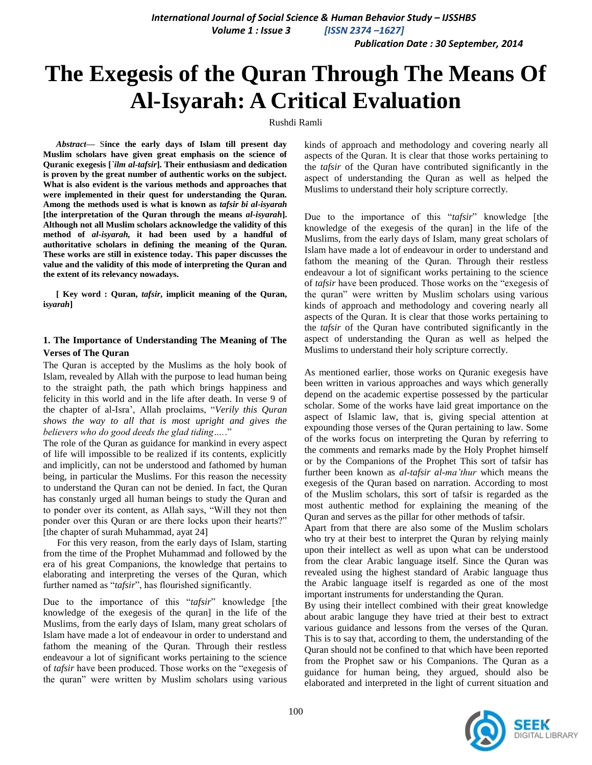# The Exegesis of the Quran Through The Means Of Al-Isyarah: A Critical Evaluation

Rushdi Ramli

***Abstract*— Since the early days of Islam till present day Muslim scholars have given great emphasis on the science of Quranic exegesis [*`ilm al-tafsir*]. Their enthusiasm and dedication is proven by the great number of authentic works on the subject. What is also evident is the various methods and approaches that were implemented in their quest for understanding the Quran. Among the methods used is what is known as *tafsir bi al-isyarah* [the interpretation of the Quran through the means *al-isyarah*]. Although not all Muslim scholars acknowledge the validity of this method of *al-isyarah,* it had been used by a handful of authoritative scholars in defining the meaning of the Quran. These works are still in existence today. This paper discusses the value and the validity of this mode of interpreting the Quran and the extent of its relevancy nowadays.**

**[ Key word : Quran, *tafsir*, implicit meaning of the Quran, i*syarah*]**

### 1. The Importance of Understanding The Meaning of The Verses of The Quran

The Quran is accepted by the Muslims as the holy book of Islam, revealed by Allah with the purpose to lead human being to the straight path, the path which brings happiness and felicity in this world and in the life after death. In verse 9 of the chapter of al-Isra', Allah proclaims, "*Verily this Quran shows the way to all that is most upright and gives the believers who do good deeds the glad tiding….*"

The role of the Quran as guidance for mankind in every aspect of life will impossible to be realized if its contents, explicitly and implicitly, can not be understood and fathomed by human being, in particular the Muslims. For this reason the necessity to understand the Quran can not be denied. In fact, the Quran has constanly urged all human beings to study the Quran and to ponder over its content, as Allah says, "Will they not then ponder over this Quran or are there locks upon their hearts?" [the chapter of surah Muhammad, ayat 24]

For this very reason, from the early days of Islam, starting from the time of the Prophet Muhammad and followed by the era of his great Companions, the knowledge that pertains to elaborating and interpreting the verses of the Quran, which further named as "*tafsir*", has flourished significantly.

Due to the importance of this "*tafsir*" knowledge [the knowledge of the exegesis of the quran] in the life of the Muslims, from the early days of Islam, many great scholars of Islam have made a lot of endeavour in order to understand and fathom the meaning of the Quran. Through their restless endeavour a lot of significant works pertaining to the science of *tafsir* have been produced. Those works on the "exegesis of the quran" were written by Muslim scholars using various kinds of approach and methodology and covering nearly all aspects of the Quran. It is clear that those works pertaining to the *tafsir* of the Quran have contributed significantly in the aspect of understanding the Quran as well as helped the Muslims to understand their holy scripture correctly.

Due to the importance of this "*tafsir*" knowledge [the knowledge of the exegesis of the quran] in the life of the Muslims, from the early days of Islam, many great scholars of Islam have made a lot of endeavour in order to understand and fathom the meaning of the Quran. Through their restless endeavour a lot of significant works pertaining to the science of *tafsir* have been produced. Those works on the "exegesis of the quran" were written by Muslim scholars using various kinds of approach and methodology and covering nearly all aspects of the Quran. It is clear that those works pertaining to the *tafsir* of the Quran have contributed significantly in the aspect of understanding the Quran as well as helped the Muslims to understand their holy scripture correctly.

As mentioned earlier, those works on Quranic exegesis have been written in various approaches and ways which generally depend on the academic expertise possessed by the particular scholar. Some of the works have laid great importance on the aspect of Islamic law, that is, giving special attention at expounding those verses of the Quran pertaining to law. Some of the works focus on interpreting the Quran by referring to the comments and remarks made by the Holy Prophet himself or by the Companions of the Prophet This sort of tafsir has further been known as *al-tafsir al-ma'thur* which means the exegesis of the Quran based on narration. According to most of the Muslim scholars, this sort of tafsir is regarded as the most authentic method for explaining the meaning of the Quran and serves as the pillar for other methods of tafsir.

Apart from that there are also some of the Muslim scholars who try at their best to interpret the Quran by relying mainly upon their intellect as well as upon what can be understood from the clear Arabic language itself. Since the Quran was revealed using the highest standard of Arabic language thus the Arabic language itself is regarded as one of the most important instruments for understanding the Quran.

By using their intellect combined with their great knowledge about arabic languge they have tried at their best to extract various guidance and lessons from the verses of the Quran. This is to say that, according to them, the understanding of the Quran should not be confined to that which have been reported from the Prophet saw or his Companions. The Quran as a guidance for human being, they argued, should also be elaborated and interpreted in the light of current situation and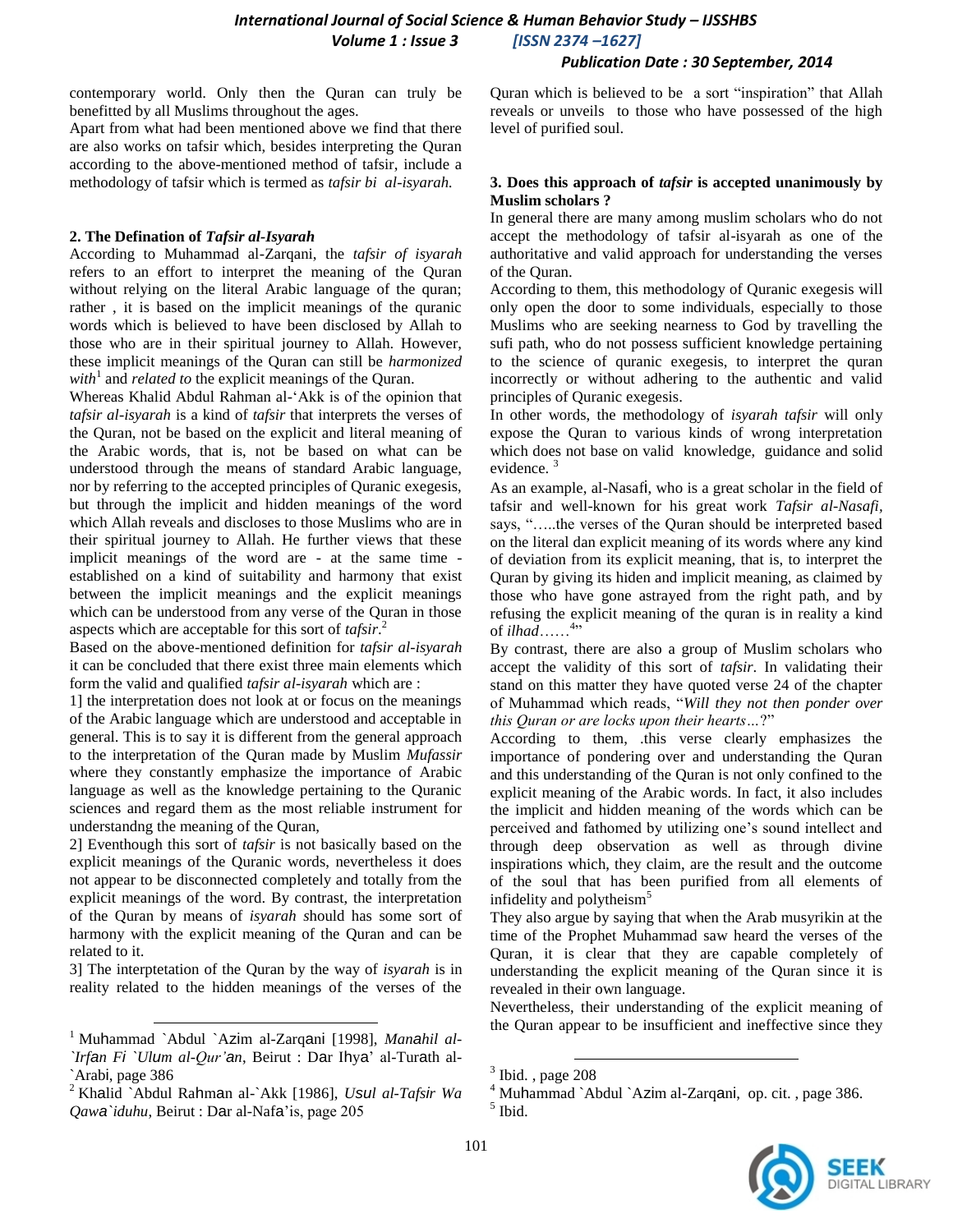contemporary world. Only then the Quran can truly be benefitted by all Muslims throughout the ages.

Apart from what had been mentioned above we find that there are also works on tafsir which, besides interpreting the Quran according to the above-mentioned method of tafsir, include a methodology of tafsir which is termed as *tafsir bi al-isyarah.*

## 2. The Defination of *Tafsir al-Isyarah*

According to Muhammad al-Zarqani, the *tafsir of isyarah* refers to an effort to interpret the meaning of the Quran without relying on the literal Arabic language of the quran; rather , it is based on the implicit meanings of the quranic words which is believed to have been disclosed by Allah to those who are in their spiritual journey to Allah. However, these implicit meanings of the Quran can still be *harmonized with*[1] and *related to* the explicit meanings of the Quran.

Whereas Khalid Abdul Rahman al-'Akk is of the opinion that *tafsir al-isyarah* is a kind of *tafsir* that interprets the verses of the Quran, not be based on the explicit and literal meaning of the Arabic words, that is, not be based on what can be understood through the means of standard Arabic language, nor by referring to the accepted principles of Quranic exegesis, but through the implicit and hidden meanings of the word which Allah reveals and discloses to those Muslims who are in their spiritual journey to Allah. He further views that these implicit meanings of the word are - at the same time - established on a kind of suitability and harmony that exist between the implicit meanings and the explicit meanings which can be understood from any verse of the Quran in those aspects which are acceptable for this sort of *tafsir.*[2]

Based on the above-mentioned definition for *tafsir al-isyarah* it can be concluded that there exist three main elements which form the valid and qualified *tafsir al-isyarah* which are :

1] the interpretation does not look at or focus on the meanings of the Arabic language which are understood and acceptable in general. This is to say it is different from the general approach to the interpretation of the Quran made by Muslim *Mufassir* where they constantly emphasize the importance of Arabic language as well as the knowledge pertaining to the Quranic sciences and regard them as the most reliable instrument for understandng the meaning of the Quran,

2] Eventhough this sort of *tafsir* is not basically based on the explicit meanings of the Quranic words, nevertheless it does not appear to be disconnected completely and totally from the explicit meanings of the word. By contrast, the interpretation of the Quran by means of *isyarah s*hould has some sort of harmony with the explicit meaning of the Quran and can be related to it.

3] The interptetation of the Quran by the way of *isyarah* is in reality related to the hidden meanings of the verses of the Quran which is believed to be a sort "inspiration" that Allah reveals or unveils to those who have possessed of the high level of purified soul.

## 3. Does this approach of *tafsir* is accepted unanimously by Muslim scholars ?

In general there are many among muslim scholars who do not accept the methodology of tafsir al-isyarah as one of the authoritative and valid approach for understanding the verses of the Quran.

According to them, this methodology of Quranic exegesis will only open the door to some individuals, especially to those Muslims who are seeking nearness to God by travelling the sufi path, who do not possess sufficient knowledge pertaining to the science of quranic exegesis, to interpret the quran incorrectly or without adhering to the authentic and valid principles of Quranic exegesis.

In other words, the methodology of *isyarah tafsir* will only expose the Quran to various kinds of wrong interpretation which does not base on valid knowledge, guidance and solid evidence. [3]

As an example, al-Nasafi, who is a great scholar in the field of tafsir and well-known for his great work *Tafsir al-Nasafi*, says, "…..the verses of the Quran should be interpreted based on the literal dan explicit meaning of its words where any kind of deviation from its explicit meaning, that is, to interpret the Quran by giving its hiden and implicit meaning, as claimed by those who have gone astrayed from the right path, and by refusing the explicit meaning of the quran is in reality a kind of *ilhad*……[4]"

By contrast, there are also a group of Muslim scholars who accept the validity of this sort of *tafsir*. In validating their stand on this matter they have quoted verse 24 of the chapter of Muhammad which reads, "*Will they not then ponder over this Quran or are locks upon their hearts…*?"

According to them, .this verse clearly emphasizes the importance of pondering over and understanding the Quran and this understanding of the Quran is not only confined to the explicit meaning of the Arabic words. In fact, it also includes the implicit and hidden meaning of the words which can be perceived and fathomed by utilizing one's sound intellect and through deep observation as well as through divine inspirations which, they claim, are the result and the outcome of the soul that has been purified from all elements of infidelity and polytheism[5]

They also argue by saying that when the Arab musyrikin at the time of the Prophet Muhammad saw heard the verses of the Quran, it is clear that they are capable completely of understanding the explicit meaning of the Quran since it is revealed in their own language.

Nevertheless, their understanding of the explicit meaning of the Quran appear to be insufficient and ineffective since they

---

[1] Muhammad `Abdul `Azim al-Zarqani [1998], *Manahil al-`Irfan Fi `Ulum al-Qur'an*, Beirut : Dar Ihya' al-Turath al-`Arabi, page 386

[2] Khalid `Abdul Rahman al-`Akk [1986], *Usul al-Tafsir Wa Qawa`iduhu,* Beirut : Dar al-Nafa'is, page 205

[3] Ibid. , page 208

[4] Muhammad `Abdul `Azim al-Zarqani, op. cit. , page 386.

[5] Ibid.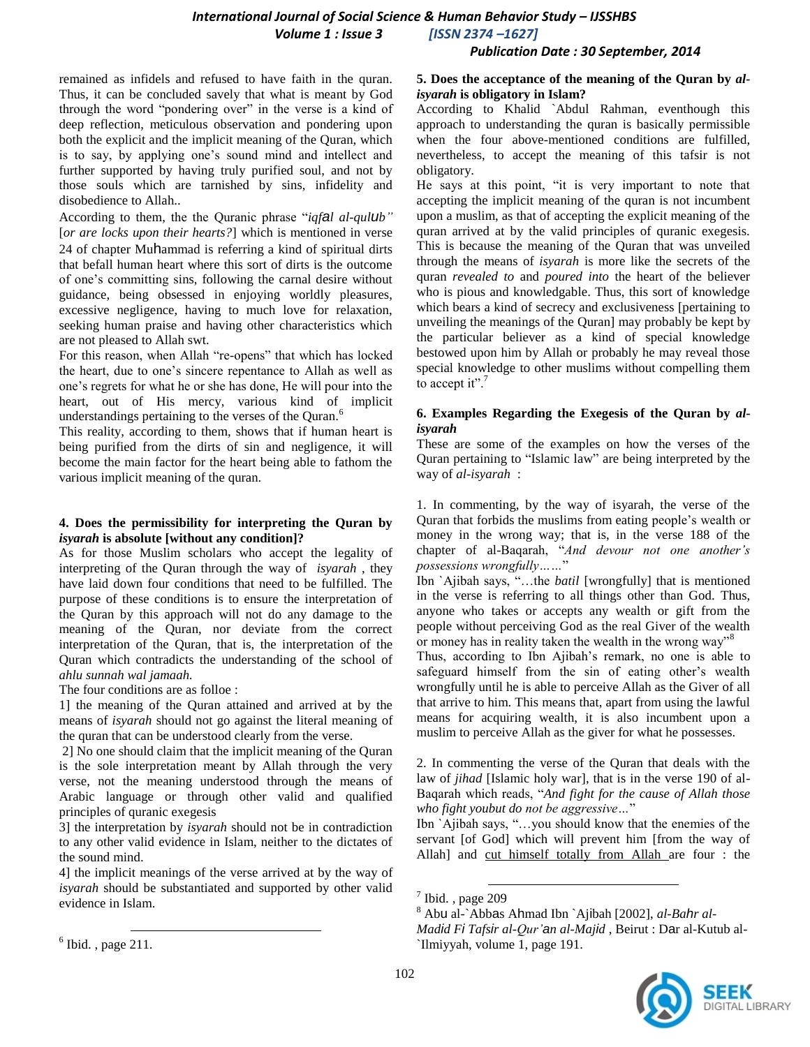remained as infidels and refused to have faith in the quran. Thus, it can be concluded savely that what is meant by God through the word "pondering over" in the verse is a kind of deep reflection, meticulous observation and pondering upon both the explicit and the implicit meaning of the Quran, which is to say, by applying one's sound mind and intellect and further supported by having truly purified soul, and not by those souls which are tarnished by sins, infidelity and disobedience to Allah..

According to them, the the Quranic phrase "*iqfal al-qulub"* [*or are locks upon their hearts?*] which is mentioned in verse 24 of chapter Muhammad is referring a kind of spiritual dirts that befall human heart where this sort of dirts is the outcome of one's committing sins, following the carnal desire without guidance, being obsessed in enjoying worldly pleasures, excessive negligence, having to much love for relaxation, seeking human praise and having other characteristics which are not pleased to Allah swt.

For this reason, when Allah "re-opens" that which has locked the heart, due to one's sincere repentance to Allah as well as one's regrets for what he or she has done, He will pour into the heart, out of His mercy, various kind of implicit understandings pertaining to the verses of the Quran.[6]

This reality, according to them, shows that if human heart is being purified from the dirts of sin and negligence, it will become the main factor for the heart being able to fathom the various implicit meaning of the quran.

**4. Does the permissibility for interpreting the Quran by *isyarah* is absolute [without any condition]?**

As for those Muslim scholars who accept the legality of interpreting of the Quran through the way of *isyarah* , they have laid down four conditions that need to be fulfilled. The purpose of these conditions is to ensure the interpretation of the Quran by this approach will not do any damage to the meaning of the Quran, nor deviate from the correct interpretation of the Quran, that is, the interpretation of the Quran which contradicts the understanding of the school of *ahlu sunnah wal jamaah.*

The four conditions are as folloe :

1] the meaning of the Quran attained and arrived at by the means of *isyarah* should not go against the literal meaning of the quran that can be understood clearly from the verse.

2] No one should claim that the implicit meaning of the Quran is the sole interpretation meant by Allah through the very verse, not the meaning understood through the means of Arabic language or through other valid and qualified principles of quranic exegesis

3] the interpretation by *isyarah* should not be in contradiction to any other valid evidence in Islam, neither to the dictates of the sound mind.

4] the implicit meanings of the verse arrived at by the way of *isyarah* should be substantiated and supported by other valid evidence in Islam.

[6] Ibid. , page 211.

**5. Does the acceptance of the meaning of the Quran by *al-isyarah* is obligatory in Islam?**

According to Khalid `Abdul Rahman, eventhough this approach to understanding the quran is basically permissible when the four above-mentioned conditions are fulfilled, nevertheless, to accept the meaning of this tafsir is not obligatory.

He says at this point, "it is very important to note that accepting the implicit meaning of the quran is not incumbent upon a muslim, as that of accepting the explicit meaning of the quran arrived at by the valid principles of quranic exegesis. This is because the meaning of the Quran that was unveiled through the means of *isyarah* is more like the secrets of the quran *revealed to* and *poured into* the heart of the believer who is pious and knowledgable. Thus, this sort of knowledge which bears a kind of secrecy and exclusiveness [pertaining to unveiling the meanings of the Quran] may probably be kept by the particular believer as a kind of special knowledge bestowed upon him by Allah or probably he may reveal those special knowledge to other muslims without compelling them to accept it".[7]

**6. Examples Regarding the Exegesis of the Quran by *al-isyarah***

These are some of the examples on how the verses of the Quran pertaining to "Islamic law" are being interpreted by the way of *al-isyarah* :

1. In commenting, by the way of isyarah, the verse of the Quran that forbids the muslims from eating people's wealth or money in the wrong way; that is, in the verse 188 of the chapter of al-Baqarah, "*And devour not one another's possessions wrongfully……*"

Ibn `Ajibah says, "…the *batil* [wrongfully] that is mentioned in the verse is referring to all things other than God. Thus, anyone who takes or accepts any wealth or gift from the people without perceiving God as the real Giver of the wealth or money has in reality taken the wealth in the wrong way"[8]

Thus, according to Ibn Ajibah's remark, no one is able to safeguard himself from the sin of eating other's wealth wrongfully until he is able to perceive Allah as the Giver of all that arrive to him. This means that, apart from using the lawful means for acquiring wealth, it is also incumbent upon a muslim to perceive Allah as the giver for what he possesses.

2. In commenting the verse of the Quran that deals with the law of *jihad* [Islamic holy war], that is in the verse 190 of al-Baqarah which reads, "*And fight for the cause of Allah those who fight youbut do not be aggressive…*"

Ibn `Ajibah says, "…you should know that the enemies of the servant [of God] which will prevent him [from the way of Allah] and cut himself totally from Allah are four : the

[7] Ibid. , page 209

[8] Abu al-`Abbas Ahmad Ibn `Ajibah [2002], *al-Bahr al-Madid Fi Tafsir al-Qur'an al-Majid* , Beirut : Dar al-Kutub al-`Ilmiyyah, volume 1, page 191.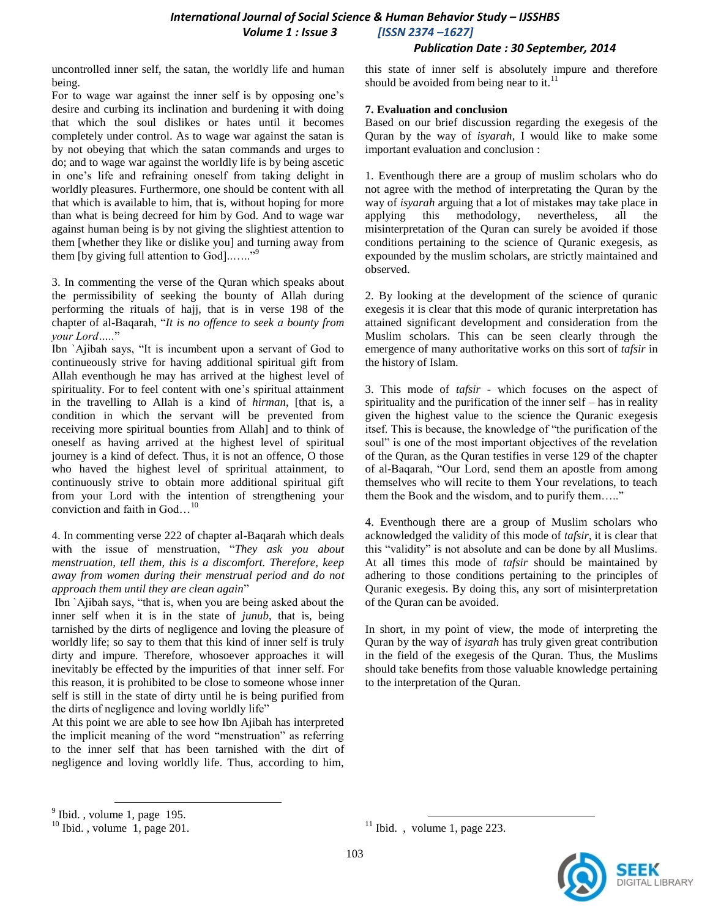uncontrolled inner self, the satan, the worldly life and human being.

For to wage war against the inner self is by opposing one's desire and curbing its inclination and burdening it with doing that which the soul dislikes or hates until it becomes completely under control. As to wage war against the satan is by not obeying that which the satan commands and urges to do; and to wage war against the worldly life is by being ascetic in one's life and refraining oneself from taking delight in worldly pleasures. Furthermore, one should be content with all that which is available to him, that is, without hoping for more than what is being decreed for him by God. And to wage war against human being is by not giving the slightest attention to them [whether they like or dislike you] and turning away from them [by giving full attention to God]..…..”[9]

3. In commenting the verse of the Quran which speaks about the permissibility of seeking the bounty of Allah during performing the rituals of hajj, that is in verse 198 of the chapter of al-Baqarah, “*It is no offence to seek a bounty from your Lord…..*”

Ibn `Ajibah says, “It is incumbent upon a servant of God to continueously strive for having additional spiritual gift from Allah eventhough he may has arrived at the highest level of spirituality. For to feel content with one's spiritual attainment in the travelling to Allah is a kind of *hirman*, [that is, a condition in which the servant will be prevented from receiving more spiritual bounties from Allah] and to think of oneself as having arrived at the highest level of spiritual journey is a kind of defect. Thus, it is not an offence, O those who haved the highest level of spriritual attainment, to continuously strive to obtain more additional spiritual gift from your Lord with the intention of strengthening your conviction and faith in God…[10]

4. In commenting verse 222 of chapter al-Baqarah which deals with the issue of menstruation, “*They ask you about menstruation, tell them, this is a discomfort. Therefore, keep away from women during their menstrual period and do not approach them until they are clean again*”

Ibn `Ajibah says, “that is, when you are being asked about the inner self when it is in the state of *junub*, that is, being tarnished by the dirts of negligence and loving the pleasure of worldly life; so say to them that this kind of inner self is truly dirty and impure. Therefore, whosoever approaches it will inevitably be effected by the impurities of that inner self. For this reason, it is prohibited to be close to someone whose inner self is still in the state of dirty until he is being purified from the dirts of negligence and loving worldly life”

At this point we are able to see how Ibn Ajibah has interpreted the implicit meaning of the word “menstruation” as referring to the inner self that has been tarnished with the dirt of negligence and loving worldly life. Thus, according to him, this state of inner self is absolutely impure and therefore should be avoided from being near to it.[11]

**7. Evaluation and conclusion**

Based on our brief discussion regarding the exegesis of the Quran by the way of *isyarah*, I would like to make some important evaluation and conclusion :

1. Eventhough there are a group of muslim scholars who do not agree with the method of interpretating the Quran by the way of *isyarah* arguing that a lot of mistakes may take place in applying this methodology, nevertheless, all the misinterpretation of the Quran can surely be avoided if those conditions pertaining to the science of Quranic exegesis, as expounded by the muslim scholars, are strictly maintained and observed.

2. By looking at the development of the science of quranic exegesis it is clear that this mode of quranic interpretation has attained significant development and consideration from the Muslim scholars. This can be seen clearly through the emergence of many authoritative works on this sort of *tafsir* in the history of Islam.

3. This mode of *tafsir* - which focuses on the aspect of spirituality and the purification of the inner self – has in reality given the highest value to the science the Quranic exegesis itsef. This is because, the knowledge of “the purification of the soul” is one of the most important objectives of the revelation of the Quran, as the Quran testifies in verse 129 of the chapter of al-Baqarah, “Our Lord, send them an apostle from among themselves who will recite to them Your revelations, to teach them the Book and the wisdom, and to purify them…..”

4. Eventhough there are a group of Muslim scholars who acknowledged the validity of this mode of *tafsir*, it is clear that this “validity” is not absolute and can be done by all Muslims. At all times this mode of *tafsir* should be maintained by adhering to those conditions pertaining to the principles of Quranic exegesis. By doing this, any sort of misinterpretation of the Quran can be avoided.

In short, in my point of view, the mode of interpreting the Quran by the way of *isyarah* has truly given great contribution in the field of the exegesis of the Quran. Thus, the Muslims should take benefits from those valuable knowledge pertaining to the interpretation of the Quran.

---

[9] Ibid. , volume 1, page 195.

[10] Ibid. , volume 1, page 201.

[11] Ibid. , volume 1, page 223.